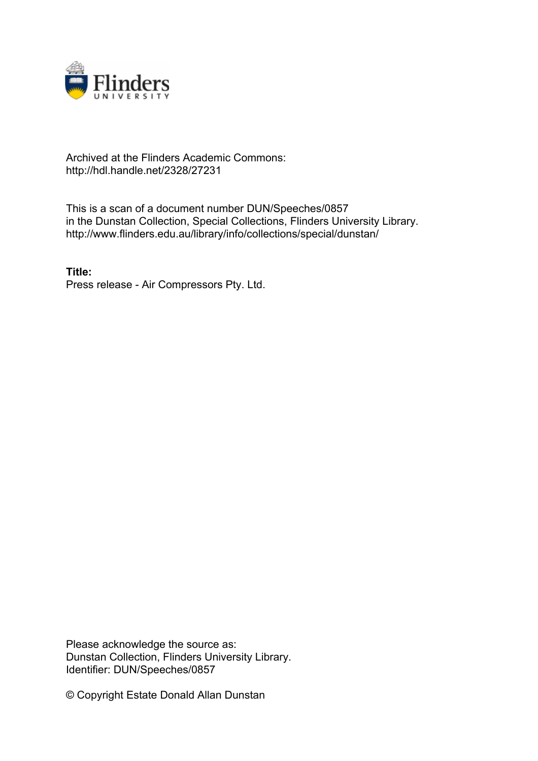Archived at the Flinders Academic Commons:
http://hdl.handle.net/2328/27231

This is a scan of a document number DUN/Speeches/0857
in the Dunstan Collection, Special Collections, Flinders University Library.
http://www.flinders.edu.au/library/info/collections/special/dunstan/

**Title:**
Press release - Air Compressors Pty. Ltd.

Please acknowledge the source as:
Dunstan Collection, Flinders University Library.
Identifier: DUN/Speeches/0857

© Copyright Estate Donald Allan Dunstan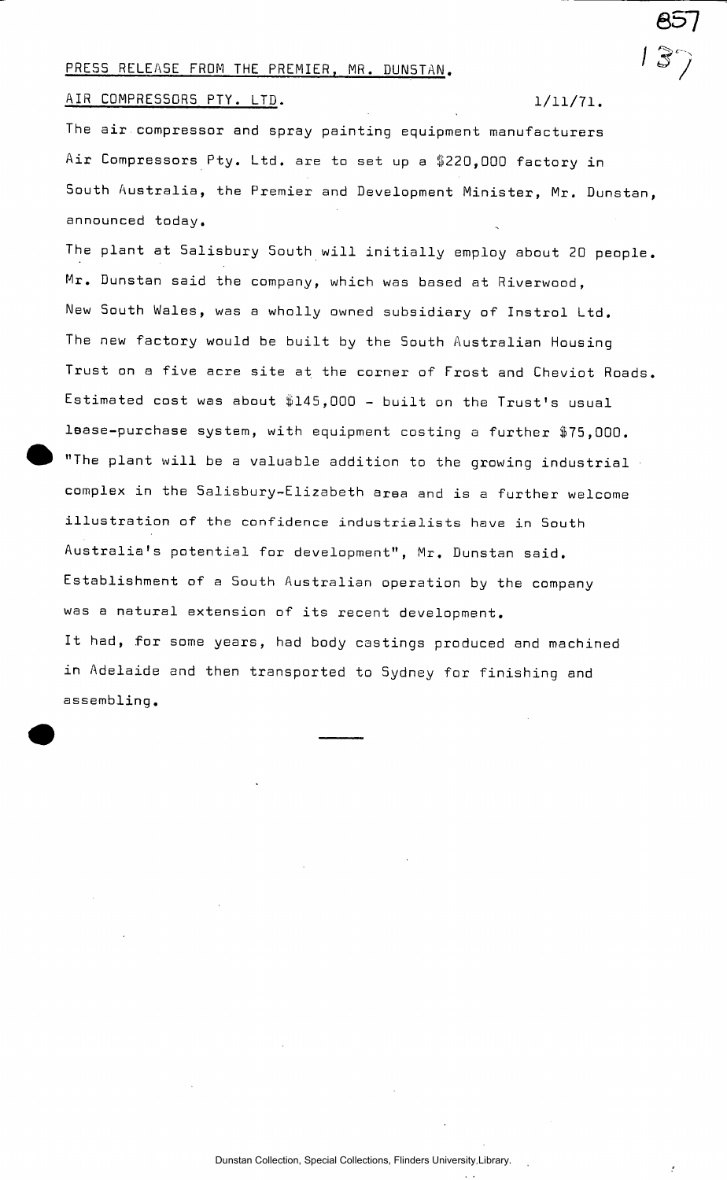PRESS RELEASE FROM THE PREMIER, MR. DUNSTAN.

AIR COMPRESSORS PTY. LTD. 1/11/71.

The air compressor and spray painting equipment manufacturers Air Compressors Pty. Ltd. are to set up a $220,000 factory in South Australia, the Premier and Development Minister, Mr. Dunstan, announced today.

The plant at Salisbury South will initially employ about 20 people. Mr. Dunstan said the company, which was based at Riverwood, New South Wales, was a wholly owned subsidiary of Instrol Ltd. The new factory would be built by the South Australian Housing Trust on a five acre site at the corner of Frost and Cheviot Roads. Estimated cost was about $145,000 - built on the Trust's usual lease-purchase system, with equipment costing a further $75,000. "The plant will be a valuable addition to the growing industrial complex in the Salisbury-Elizabeth area and is a further welcome illustration of the confidence industrialists have in South Australia's potential for development", Mr. Dunstan said. Establishment of a South Australian operation by the company was a natural extension of its recent development.

It had, for some years, had body castings produced and machined in Adelaide and then transported to Sydney for finishing and assembling.

---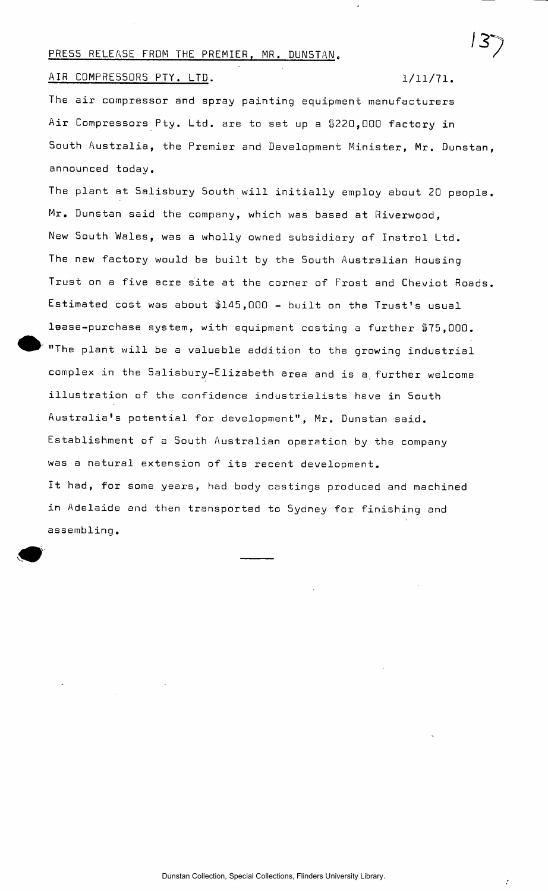PRESS RELEASE FROM THE PREMIER, MR. DUNSTAN.

AIR COMPRESSORS PTY. LTD. 1/11/71.

The air compressor and spray painting equipment manufacturers Air Compressors Pty. Ltd. are to set up a $220,000 factory in South Australia, the Premier and Development Minister, Mr. Dunstan, announced today.

The plant at Salisbury South will initially employ about 20 people. Mr. Dunstan said the company, which was based at Riverwood, New South Wales, was a wholly owned subsidiary of Instrol Ltd. The new factory would be built by the South Australian Housing Trust on a five acre site at the corner of Frost and Cheviot Roads. Estimated cost was about $145,000 - built on the Trust's usual lease-purchase system, with equipment costing a further $75,000. "The plant will be a valuable addition to the growing industrial complex in the Salisbury-Elizabeth area and is a further welcome illustration of the confidence industrialists have in South Australia's potential for development", Mr. Dunstan said. Establishment of a South Australian operation by the company was a natural extension of its recent development.

It had, for some years, had body castings produced and machined in Adelaide and then transported to Sydney for finishing and assembling.

---

Dunstan Collection, Special Collections, Flinders University Library.